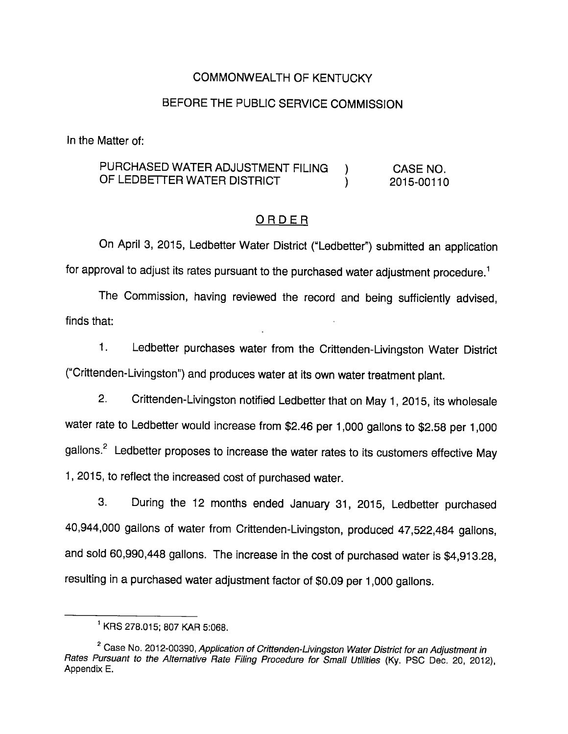COMMONWEALTH OF KENTUCKY

BEFORE THE PUBLIC SERVICE COMMISSION

In the Matter of:

| | | |
|---|---|---|
| PURCHASED WATER ADJUSTMENT FILING OF LEDBETTER WATER DISTRICT | ) ) | CASE NO. 2015-00110 |

## ORDER

On April 3, 2015, Ledbetter Water District ("Ledbetter") submitted an application for approval to adjust its rates pursuant to the purchased water adjustment procedure.[1]

The Commission, having reviewed the record and being sufficiently advised, finds that:

1. Ledbetter purchases water from the Crittenden-Livingston Water District ("Crittenden-Livingston") and produces water at its own water treatment plant.

2. Crittenden-Livingston notified Ledbetter that on May 1, 2015, its wholesale water rate to Ledbetter would increase from $2.46 per 1,000 gallons to $2.58 per 1,000 gallons.[2] Ledbetter proposes to increase the water rates to its customers effective May 1, 2015, to reflect the increased cost of purchased water.

3. During the 12 months ended January 31, 2015, Ledbetter purchased 40,944,000 gallons of water from Crittenden-Livingston, produced 47,522,484 gallons, and sold 60,990,448 gallons. The increase in the cost of purchased water is $4,913.28, resulting in a purchased water adjustment factor of $0.09 per 1,000 gallons.

---

[1] KRS 278.015; 807 KAR 5:068.

[2] Case No. 2012-00390, *Application of Crittenden-Livingston Water District for an Adjustment in Rates Pursuant to the Alternative Rate Filing Procedure for Small Utilities* (Ky. PSC Dec. 20, 2012), Appendix E.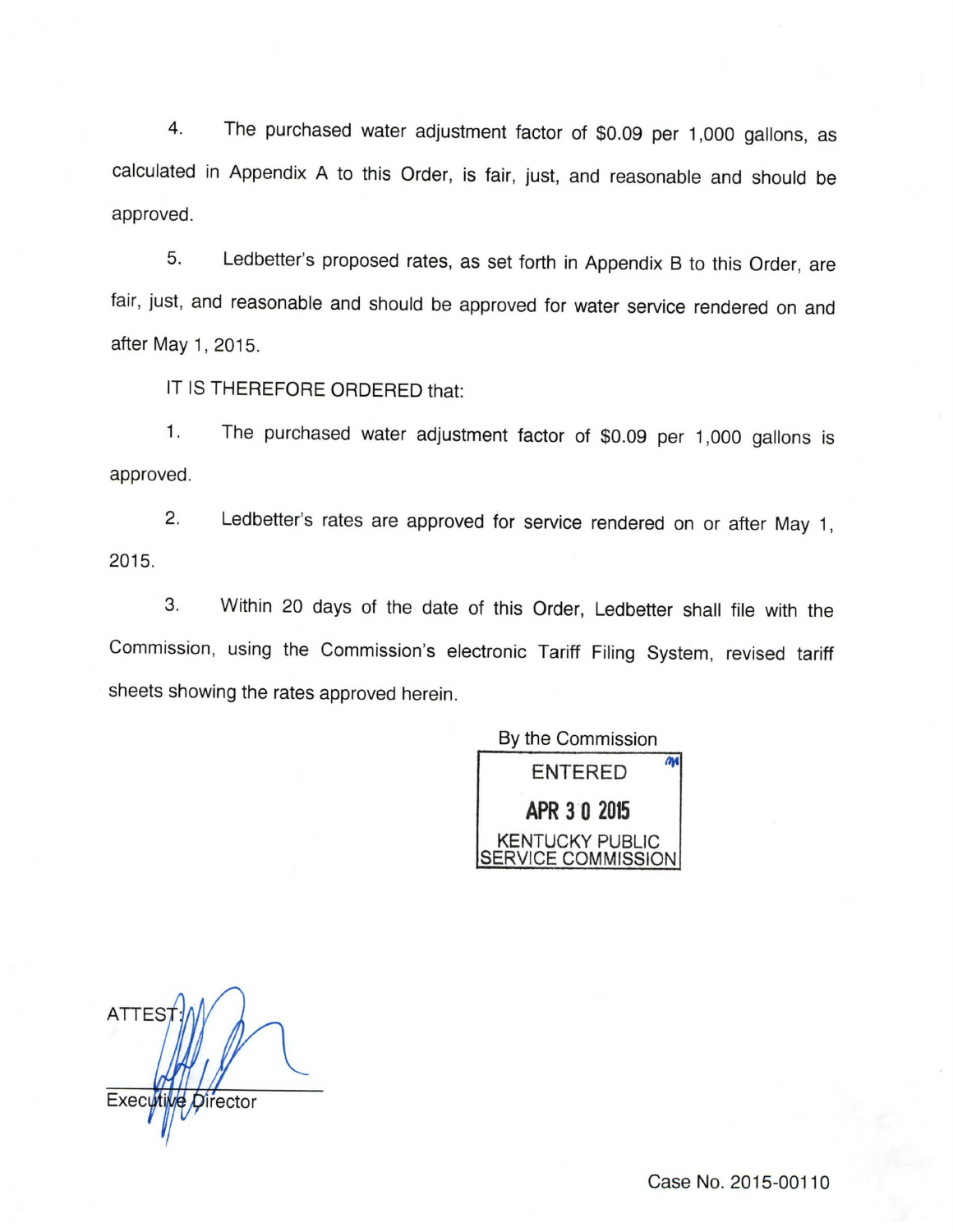4. The purchased water adjustment factor of $0.09 per 1,000 gallons, as calculated in Appendix A to this Order, is fair, just, and reasonable and should be approved.

5. Ledbetter's proposed rates, as set forth in Appendix B to this Order, are fair, just, and reasonable and should be approved for water service rendered on and after May 1, 2015.

IT IS THEREFORE ORDERED that:

1. The purchased water adjustment factor of $0.09 per 1,000 gallons is approved.

2. Ledbetter's rates are approved for service rendered on or after May 1, 2015.

3. Within 20 days of the date of this Order, Ledbetter shall file with the Commission, using the Commission's electronic Tariff Filing System, revised tariff sheets showing the rates approved herein.

By the Commission

ENTERED
APR 30 2015
KENTUCKY PUBLIC SERVICE COMMISSION

ATTEST:

Executive Director

Case No. 2015-00110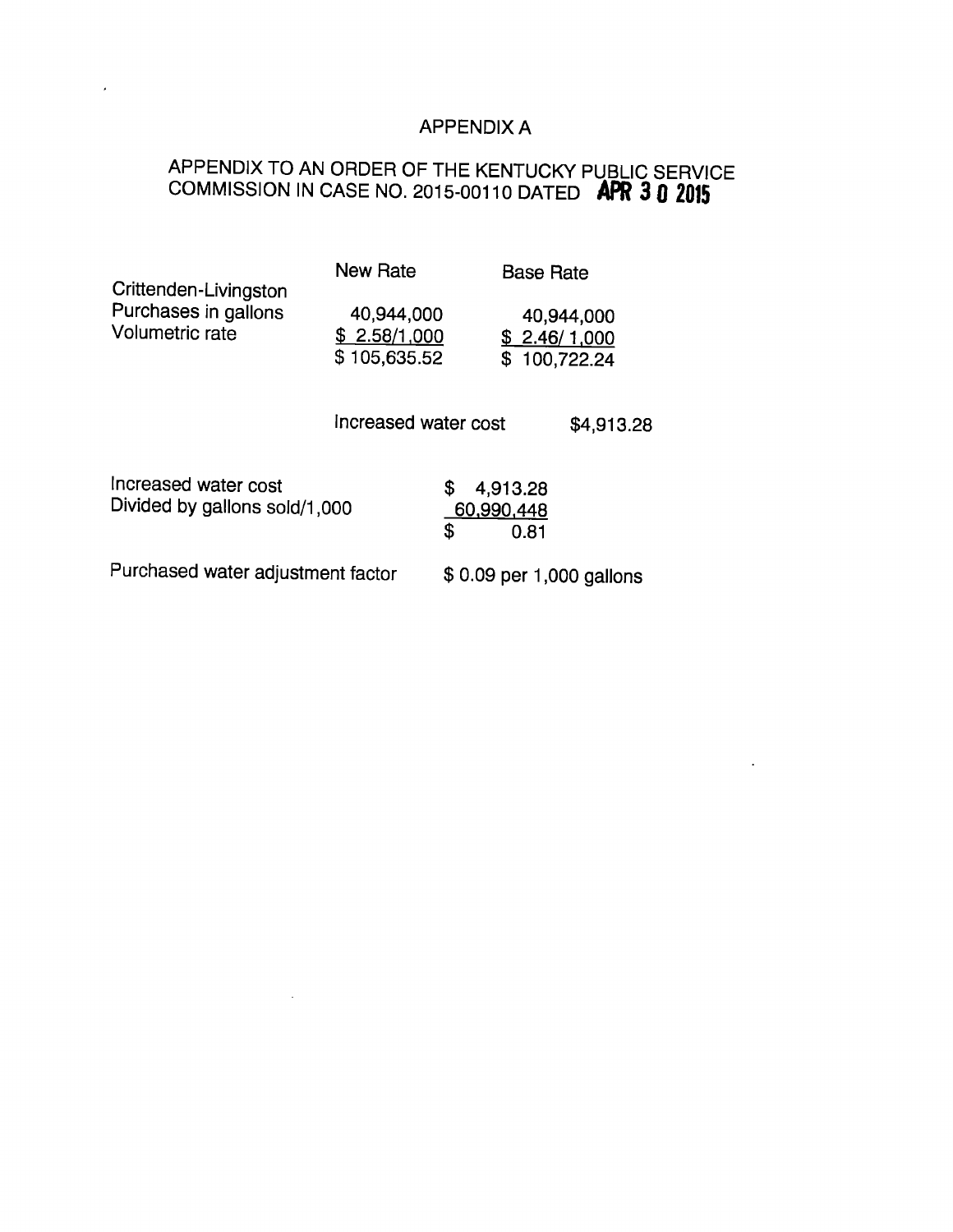# APPENDIX A

## APPENDIX TO AN ORDER OF THE KENTUCKY PUBLIC SERVICE COMMISSION IN CASE NO. 2015-00110 DATED APR 30 2015

| | New Rate | Base Rate |
|---|---|---|
| Crittenden-Livingston | | |
| Purchases in gallons | 40,944,000 | 40,944,000 |
| Volumetric rate | $ 2.58/1,000 | $ 2.46/ 1,000 |
| | $ 105,635.52 | $ 100,722.24 |

Increased water cost $4,913.28

| | |
|---|---|
| Increased water cost | $ 4,913.28 |
| Divided by gallons sold/1,000 | 60,990,448 |
| | $ 0.81 |

Purchased water adjustment factor $ 0.09 per 1,000 gallons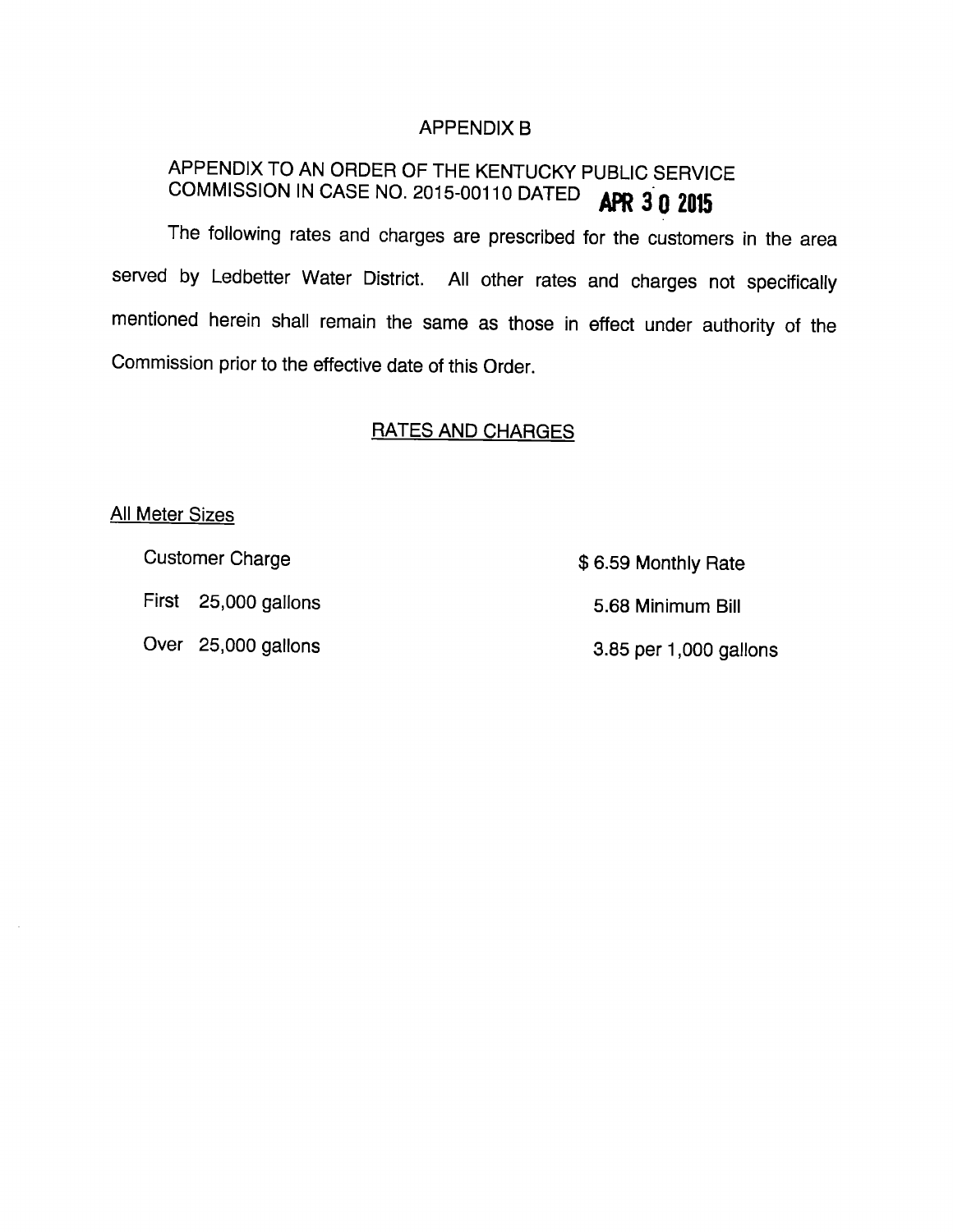APPENDIX B

APPENDIX TO AN ORDER OF THE KENTUCKY PUBLIC SERVICE COMMISSION IN CASE NO. 2015-00110 DATED **APR 30 2015**

The following rates and charges are prescribed for the customers in the area served by Ledbetter Water District. All other rates and charges not specifically mentioned herein shall remain the same as those in effect under authority of the Commission prior to the effective date of this Order.

RATES AND CHARGES

All Meter Sizes

| | |
|---|---|
| Customer Charge | $ 6.59 Monthly Rate |
| First 25,000 gallons | 5.68 Minimum Bill |
| Over 25,000 gallons | 3.85 per 1,000 gallons |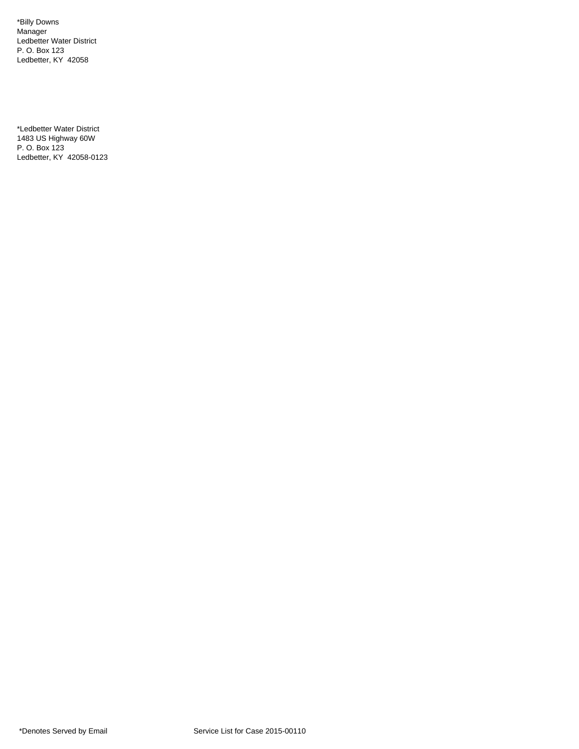*Billy Downs
Manager
Ledbetter Water District
P. O. Box 123
Ledbetter, KY 42058

*Ledbetter Water District
1483 US Highway 60W
P. O. Box 123
Ledbetter, KY 42058-0123